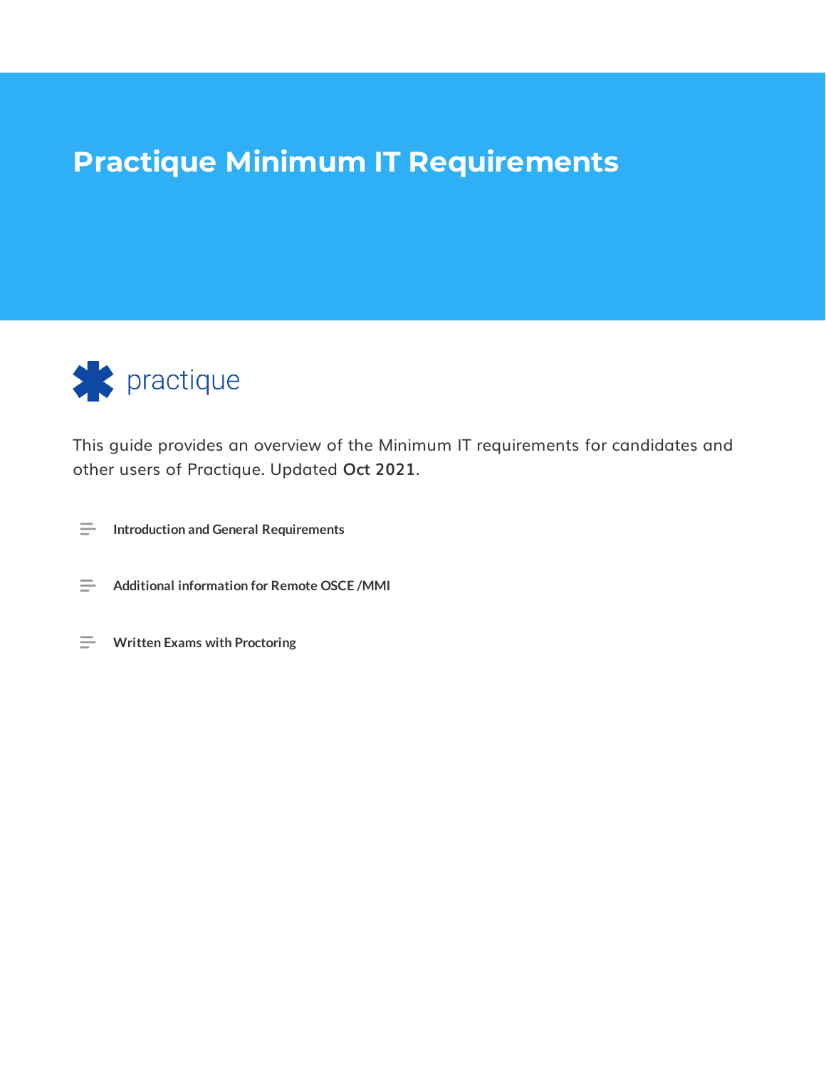# Practique Minimum IT Requirements

practique

This guide provides an overview of the Minimum IT requirements for candidates and other users of Practique. Updated **Oct 2021**.

- **Introduction and General Requirements**
- **Additional information for Remote OSCE /MMI**
- **Written Exams with Proctoring**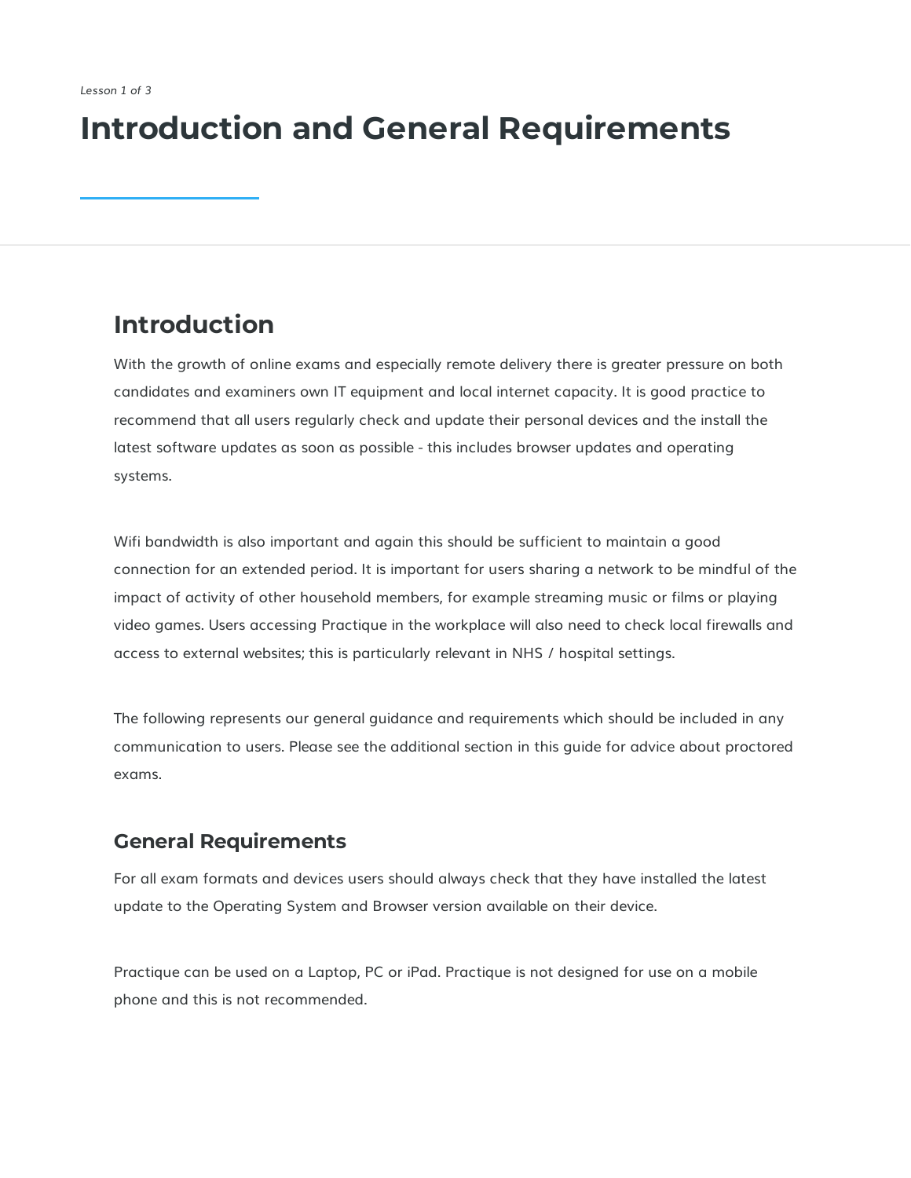*Lesson 1 of 3*

# Introduction and General Requirements

## Introduction

With the growth of online exams and especially remote delivery there is greater pressure on both candidates and examiners own IT equipment and local internet capacity. It is good practice to recommend that all users regularly check and update their personal devices and the install the latest software updates as soon as possible - this includes browser updates and operating systems.

Wifi bandwidth is also important and again this should be sufficient to maintain a good connection for an extended period. It is important for users sharing a network to be mindful of the impact of activity of other household members, for example streaming music or films or playing video games. Users accessing Practique in the workplace will also need to check local firewalls and access to external websites; this is particularly relevant in NHS / hospital settings.

The following represents our general guidance and requirements which should be included in any communication to users. Please see the additional section in this guide for advice about proctored exams.

### General Requirements

For all exam formats and devices users should always check that they have installed the latest update to the Operating System and Browser version available on their device.

Practique can be used on a Laptop, PC or iPad. Practique is not designed for use on a mobile phone and this is not recommended.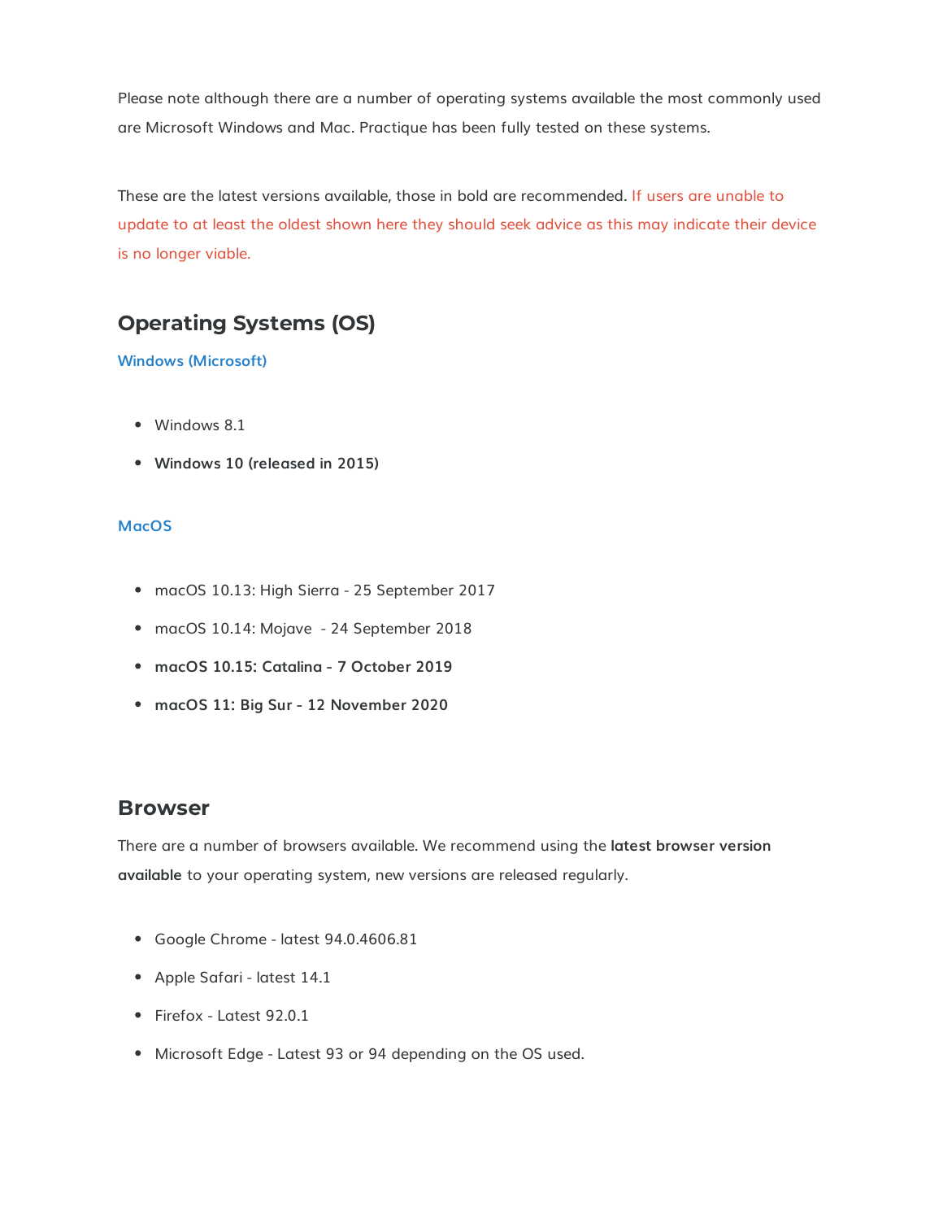Please note although there are a number of operating systems available the most commonly used are Microsoft Windows and Mac. Practique has been fully tested on these systems.

These are the latest versions available, those in bold are recommended. If users are unable to update to at least the oldest shown here they should seek advice as this may indicate their device is no longer viable.

## Operating Systems (OS)

### Windows (Microsoft)

- Windows 8.1
- **Windows 10 (released in 2015)**

### MacOS

- macOS 10.13: High Sierra - 25 September 2017
- macOS 10.14: Mojave  - 24 September 2018
- **macOS 10.15: Catalina - 7 October 2019**
- **macOS 11: Big Sur - 12 November 2020**

## Browser

There are a number of browsers available. We recommend using the **latest browser version available** to your operating system, new versions are released regularly.

- Google Chrome - latest 94.0.4606.81
- Apple Safari - latest 14.1
- Firefox - Latest 92.0.1
- Microsoft Edge - Latest 93 or 94 depending on the OS used.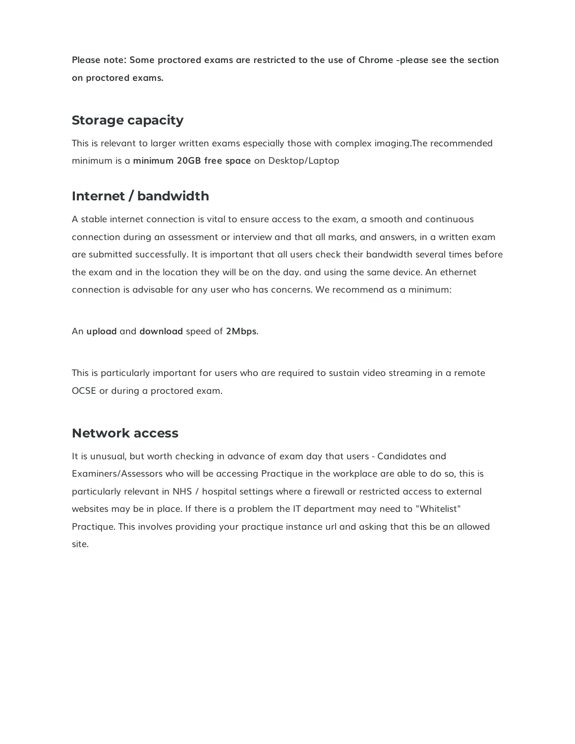**Please note: Some proctored exams are restricted to the use of Chrome -please see the section on proctored exams.**

## Storage capacity

This is relevant to larger written exams especially those with complex imaging.The recommended minimum is a **minimum 20GB free space** on Desktop/Laptop

## Internet / bandwidth

A stable internet connection is vital to ensure access to the exam, a smooth and continuous connection during an assessment or interview and that all marks, and answers, in a written exam are submitted successfully. It is important that all users check their bandwidth several times before the exam and in the location they will be on the day. and using the same device. An ethernet connection is advisable for any user who has concerns. We recommend as a minimum:

An **upload** and **download** speed of **2Mbps**.

This is particularly important for users who are required to sustain video streaming in a remote OCSE or during a proctored exam.

## Network access

It is unusual, but worth checking in advance of exam day that users - Candidates and Examiners/Assessors who will be accessing Practique in the workplace are able to do so, this is particularly relevant in NHS / hospital settings where a firewall or restricted access to external websites may be in place. If there is a problem the IT department may need to "Whitelist" Practique. This involves providing your practique instance url and asking that this be an allowed site.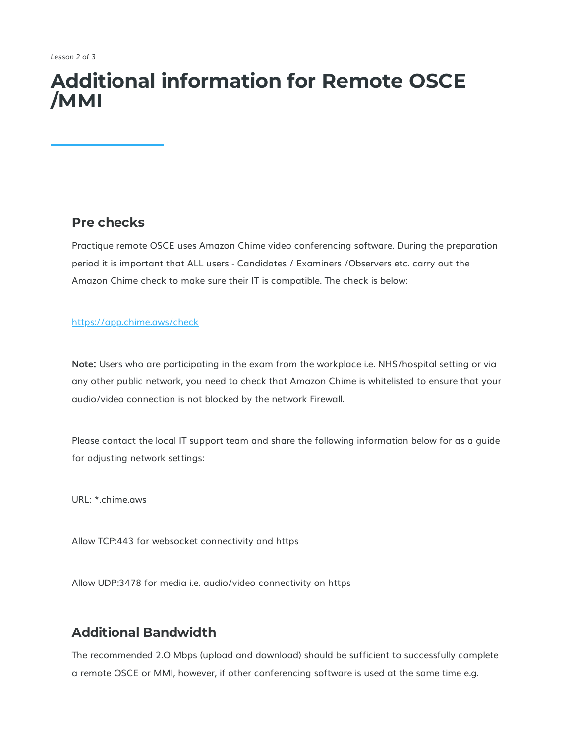*Lesson 2 of 3*

# Additional information for Remote OSCE /MMI

## Pre checks

Practique remote OSCE uses Amazon Chime video conferencing software. During the preparation period it is important that ALL users - Candidates / Examiners /Observers etc. carry out the Amazon Chime check to make sure their IT is compatible. The check is below:

https://app.chime.aws/check

**Note:** Users who are participating in the exam from the workplace i.e. NHS/hospital setting or via any other public network, you need to check that Amazon Chime is whitelisted to ensure that your audio/video connection is not blocked by the network Firewall.

Please contact the local IT support team and share the following information below for as a guide for adjusting network settings:

URL: *.chime.aws

Allow TCP:443 for websocket connectivity and https

Allow UDP:3478 for media i.e. audio/video connectivity on https

## Additional Bandwidth

The recommended 2.O Mbps (upload and download) should be sufficient to successfully complete a remote OSCE or MMI, however, if other conferencing software is used at the same time e.g.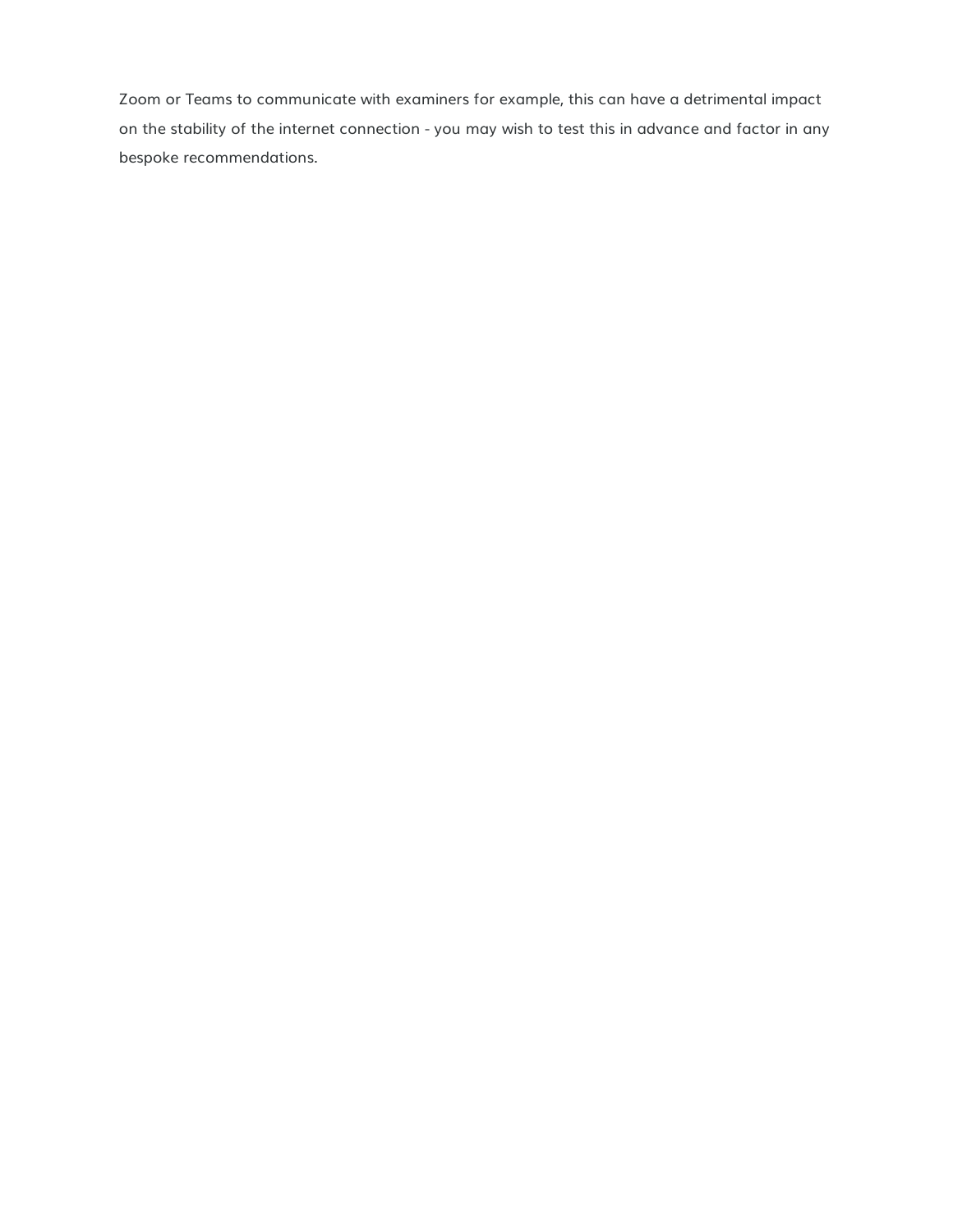Zoom or Teams to communicate with examiners for example, this can have a detrimental impact on the stability of the internet connection - you may wish to test this in advance and factor in any bespoke recommendations.